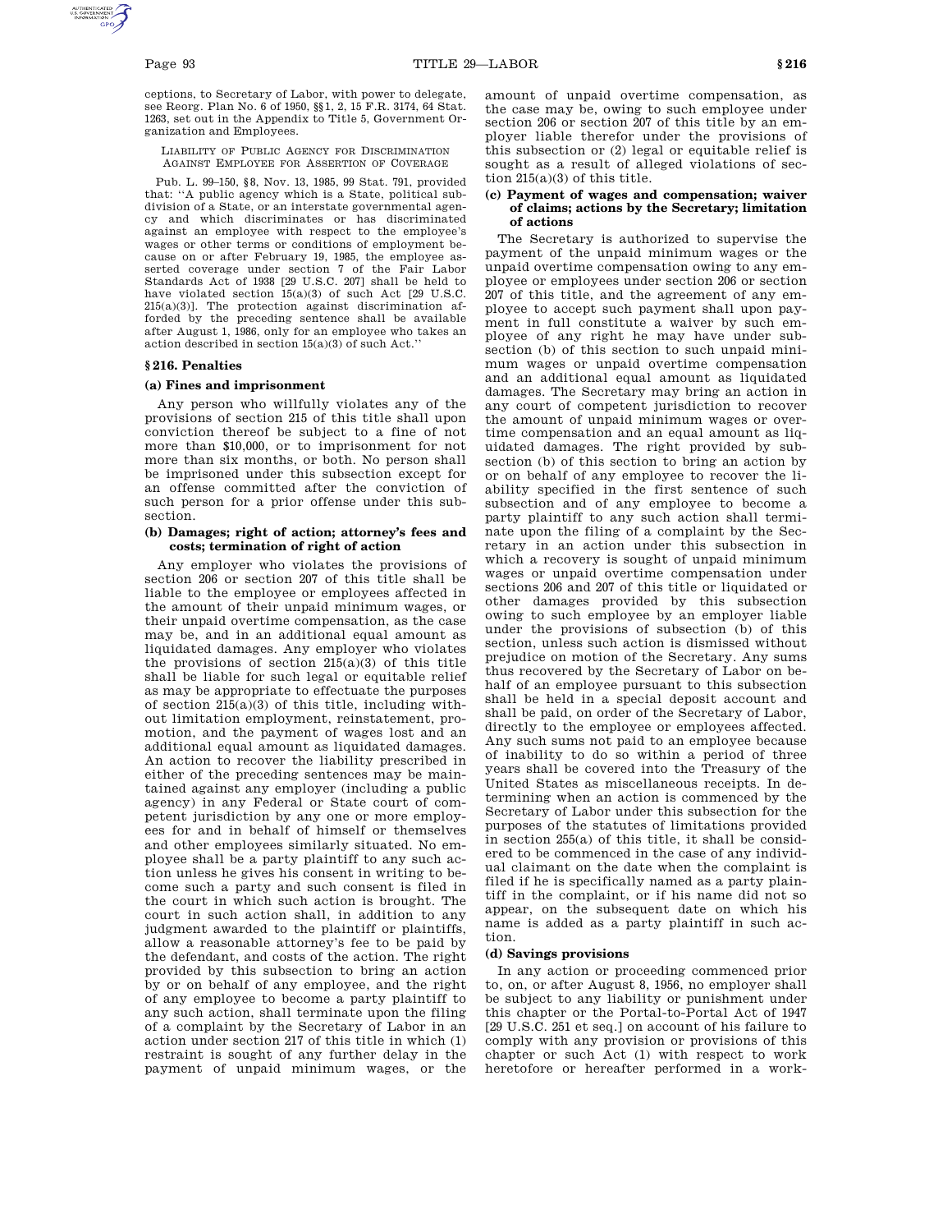ceptions, to Secretary of Labor, with power to delegate, see Reorg. Plan No. 6 of 1950, §§1, 2, 15 F.R. 3174, 64 Stat. 1263, set out in the Appendix to Title 5, Government Organization and Employees.

LIABILITY OF PUBLIC AGENCY FOR DISCRIMINATION AGAINST EMPLOYEE FOR ASSERTION OF COVERAGE

Pub. L. 99–150, §8, Nov. 13, 1985, 99 Stat. 791, provided that: ''A public agency which is a State, political subdivision of a State, or an interstate governmental agency and which discriminates or has discriminated against an employee with respect to the employee's wages or other terms or conditions of employment because on or after February 19, 1985, the employee asserted coverage under section 7 of the Fair Labor Standards Act of 1938 [29 U.S.C. 207] shall be held to have violated section 15(a)(3) of such Act [29 U.S.C. 215(a)(3)]. The protection against discrimination afforded by the preceding sentence shall be available after August 1, 1986, only for an employee who takes an action described in section 15(a)(3) of such Act.''

## §216. Penalties

### (a) Fines and imprisonment

Any person who willfully violates any of the provisions of section 215 of this title shall upon conviction thereof be subject to a fine of not more than $10,000, or to imprisonment for not more than six months, or both. No person shall be imprisoned under this subsection except for an offense committed after the conviction of such person for a prior offense under this subsection.

### (b) Damages; right of action; attorney's fees and costs; termination of right of action

Any employer who violates the provisions of section 206 or section 207 of this title shall be liable to the employee or employees affected in the amount of their unpaid minimum wages, or their unpaid overtime compensation, as the case may be, and in an additional equal amount as liquidated damages. Any employer who violates the provisions of section 215(a)(3) of this title shall be liable for such legal or equitable relief as may be appropriate to effectuate the purposes of section 215(a)(3) of this title, including without limitation employment, reinstatement, promotion, and the payment of wages lost and an additional equal amount as liquidated damages. An action to recover the liability prescribed in either of the preceding sentences may be maintained against any employer (including a public agency) in any Federal or State court of competent jurisdiction by any one or more employees for and in behalf of himself or themselves and other employees similarly situated. No employee shall be a party plaintiff to any such action unless he gives his consent in writing to become such a party and such consent is filed in the court in which such action is brought. The court in such action shall, in addition to any judgment awarded to the plaintiff or plaintiffs, allow a reasonable attorney's fee to be paid by the defendant, and costs of the action. The right provided by this subsection to bring an action by or on behalf of any employee, and the right of any employee to become a party plaintiff to any such action, shall terminate upon the filing of a complaint by the Secretary of Labor in an action under section 217 of this title in which (1) restraint is sought of any further delay in the payment of unpaid minimum wages, or the amount of unpaid overtime compensation, as the case may be, owing to such employee under section 206 or section 207 of this title by an employer liable therefor under the provisions of this subsection or (2) legal or equitable relief is sought as a result of alleged violations of section 215(a)(3) of this title.

### (c) Payment of wages and compensation; waiver of claims; actions by the Secretary; limitation of actions

The Secretary is authorized to supervise the payment of the unpaid minimum wages or the unpaid overtime compensation owing to any employee or employees under section 206 or section 207 of this title, and the agreement of any employee to accept such payment shall upon payment in full constitute a waiver by such employee of any right he may have under subsection (b) of this section to such unpaid minimum wages or unpaid overtime compensation and an additional equal amount as liquidated damages. The Secretary may bring an action in any court of competent jurisdiction to recover the amount of unpaid minimum wages or overtime compensation and an equal amount as liquidated damages. The right provided by subsection (b) of this section to bring an action by or on behalf of any employee to recover the liability specified in the first sentence of such subsection and of any employee to become a party plaintiff to any such action shall terminate upon the filing of a complaint by the Secretary in an action under this subsection in which a recovery is sought of unpaid minimum wages or unpaid overtime compensation under sections 206 and 207 of this title or liquidated or other damages provided by this subsection owing to such employee by an employer liable under the provisions of subsection (b) of this section, unless such action is dismissed without prejudice on motion of the Secretary. Any sums thus recovered by the Secretary of Labor on behalf of an employee pursuant to this subsection shall be held in a special deposit account and shall be paid, on order of the Secretary of Labor, directly to the employee or employees affected. Any such sums not paid to an employee because of inability to do so within a period of three years shall be covered into the Treasury of the United States as miscellaneous receipts. In determining when an action is commenced by the Secretary of Labor under this subsection for the purposes of the statutes of limitations provided in section 255(a) of this title, it shall be considered to be commenced in the case of any individual claimant on the date when the complaint is filed if he is specifically named as a party plaintiff in the complaint, or if his name did not so appear, on the subsequent date on which his name is added as a party plaintiff in such action.

### (d) Savings provisions

In any action or proceeding commenced prior to, on, or after August 8, 1956, no employer shall be subject to any liability or punishment under this chapter or the Portal-to-Portal Act of 1947 [29 U.S.C. 251 et seq.] on account of his failure to comply with any provision or provisions of this chapter or such Act (1) with respect to work heretofore or hereafter performed in a work-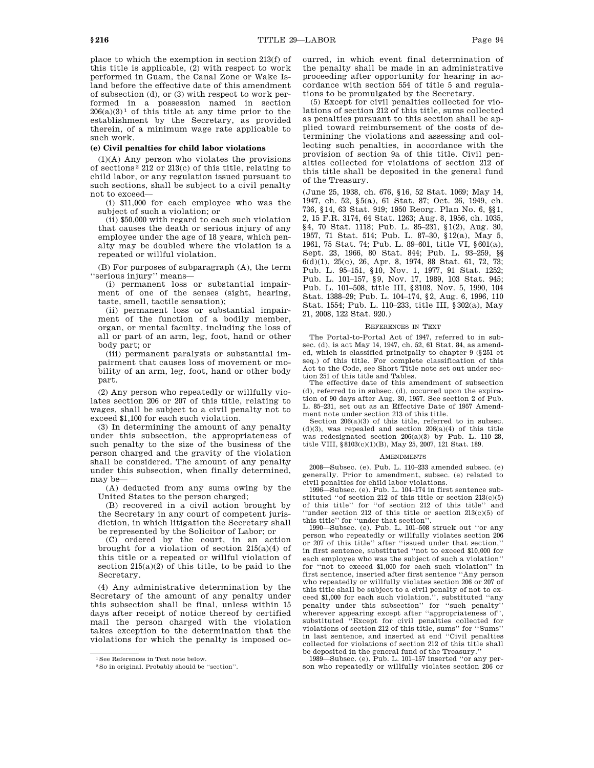place to which the exemption in section 213(f) of this title is applicable, (2) with respect to work performed in Guam, the Canal Zone or Wake Island before the effective date of this amendment of subsection (d), or (3) with respect to work performed in a possession named in section 206(a)(3)[1] of this title at any time prior to the establishment by the Secretary, as provided therein, of a minimum wage rate applicable to such work.

**(e) Civil penalties for child labor violations**

(1)(A) Any person who violates the provisions of sections[2] 212 or 213(c) of this title, relating to child labor, or any regulation issued pursuant to such sections, shall be subject to a civil penalty not to exceed—

(i) $11,000 for each employee who was the subject of such a violation; or

(ii) $50,000 with regard to each such violation that causes the death or serious injury of any employee under the age of 18 years, which penalty may be doubled where the violation is a repeated or willful violation.

(B) For purposes of subparagraph (A), the term ''serious injury'' means—

(i) permanent loss or substantial impairment of one of the senses (sight, hearing, taste, smell, tactile sensation);

(ii) permanent loss or substantial impairment of the function of a bodily member, organ, or mental faculty, including the loss of all or part of an arm, leg, foot, hand or other body part; or

(iii) permanent paralysis or substantial impairment that causes loss of movement or mobility of an arm, leg, foot, hand or other body part.

(2) Any person who repeatedly or willfully violates section 206 or 207 of this title, relating to wages, shall be subject to a civil penalty not to exceed $1,100 for each such violation.

(3) In determining the amount of any penalty under this subsection, the appropriateness of such penalty to the size of the business of the person charged and the gravity of the violation shall be considered. The amount of any penalty under this subsection, when finally determined, may be—

(A) deducted from any sums owing by the United States to the person charged;

(B) recovered in a civil action brought by the Secretary in any court of competent jurisdiction, in which litigation the Secretary shall be represented by the Solicitor of Labor; or

(C) ordered by the court, in an action brought for a violation of section 215(a)(4) of this title or a repeated or willful violation of section 215(a)(2) of this title, to be paid to the Secretary.

(4) Any administrative determination by the Secretary of the amount of any penalty under this subsection shall be final, unless within 15 days after receipt of notice thereof by certified mail the person charged with the violation takes exception to the determination that the violations for which the penalty is imposed occurred, in which event final determination of the penalty shall be made in an administrative proceeding after opportunity for hearing in accordance with section 554 of title 5 and regulations to be promulgated by the Secretary.

(5) Except for civil penalties collected for violations of section 212 of this title, sums collected as penalties pursuant to this section shall be applied toward reimbursement of the costs of determining the violations and assessing and collecting such penalties, in accordance with the provision of section 9a of this title. Civil penalties collected for violations of section 212 of this title shall be deposited in the general fund of the Treasury.

(June 25, 1938, ch. 676, §16, 52 Stat. 1069; May 14, 1947, ch. 52, §5(a), 61 Stat. 87; Oct. 26, 1949, ch. 736, §14, 63 Stat. 919; 1950 Reorg. Plan No. 6, §§1, 2, 15 F.R. 3174, 64 Stat. 1263; Aug. 8, 1956, ch. 1035, §4, 70 Stat. 1118; Pub. L. 85–231, §1(2), Aug. 30, 1957, 71 Stat. 514; Pub. L. 87–30, §12(a), May 5, 1961, 75 Stat. 74; Pub. L. 89–601, title VI, §601(a), Sept. 23, 1966, 80 Stat. 844; Pub. L. 93–259, §§6(d)(1), 25(c), 26, Apr. 8, 1974, 88 Stat. 61, 72, 73; Pub. L. 95–151, §10, Nov. 1, 1977, 91 Stat. 1252; Pub. L. 101–157, §9, Nov. 17, 1989, 103 Stat. 945; Pub. L. 101–508, title III, §3103, Nov. 5, 1990, 104 Stat. 1388–29; Pub. L. 104–174, §2, Aug. 6, 1996, 110 Stat. 1554; Pub. L. 110–233, title III, §302(a), May 21, 2008, 122 Stat. 920.)

REFERENCES IN TEXT

The Portal-to-Portal Act of 1947, referred to in subsec. (d), is act May 14, 1947, ch. 52, 61 Stat. 84, as amended, which is classified principally to chapter 9 (§251 et seq.) of this title. For complete classification of this Act to the Code, see Short Title note set out under section 251 of this title and Tables.

The effective date of this amendment of subsection (d), referred to in subsec. (d), occurred upon the expiration of 90 days after Aug. 30, 1957. See section 2 of Pub. L. 85–231, set out as an Effective Date of 1957 Amendment note under section 213 of this title.

Section 206(a)(3) of this title, referred to in subsec. (d)(3), was repealed and section 206(a)(4) of this title was redesignated section 206(a)(3) by Pub. L. 110–28, title VIII, §8103(c)(1)(B), May 25, 2007, 121 Stat. 189.

AMENDMENTS

2008—Subsec. (e). Pub. L. 110–233 amended subsec. (e) generally. Prior to amendment, subsec. (e) related to civil penalties for child labor violations.

1996—Subsec. (e). Pub. L. 104–174 in first sentence substituted ''of section 212 of this title or section 213(c)(5) of this title'' for ''of section 212 of this title'' and ''under section 212 of this title or section 213(c)(5) of this title'' for ''under that section''.

1990—Subsec. (e). Pub. L. 101–508 struck out ''or any person who repeatedly or willfully violates section 206 or 207 of this title'' after ''issued under that section,'' in first sentence, substituted ''not to exceed $10,000 for each employee who was the subject of such a violation'' for ''not to exceed $1,000 for each such violation'' in first sentence, inserted after first sentence ''Any person who repeatedly or willfully violates section 206 or 207 of this title shall be subject to a civil penalty of not to exceed $1,000 for each such violation.'', substituted ''any penalty under this subsection'' for ''such penalty'' wherever appearing except after ''appropriateness of'', substituted ''Except for civil penalties collected for violations of section 212 of this title, sums'' for ''Sums'' in last sentence, and inserted at end ''Civil penalties collected for violations of section 212 of this title shall be deposited in the general fund of the Treasury.''

1989—Subsec. (e). Pub. L. 101–157 inserted ''or any person who repeatedly or willfully violates section 206 or

[1] See References in Text note below.

[2] So in original. Probably should be ''section''.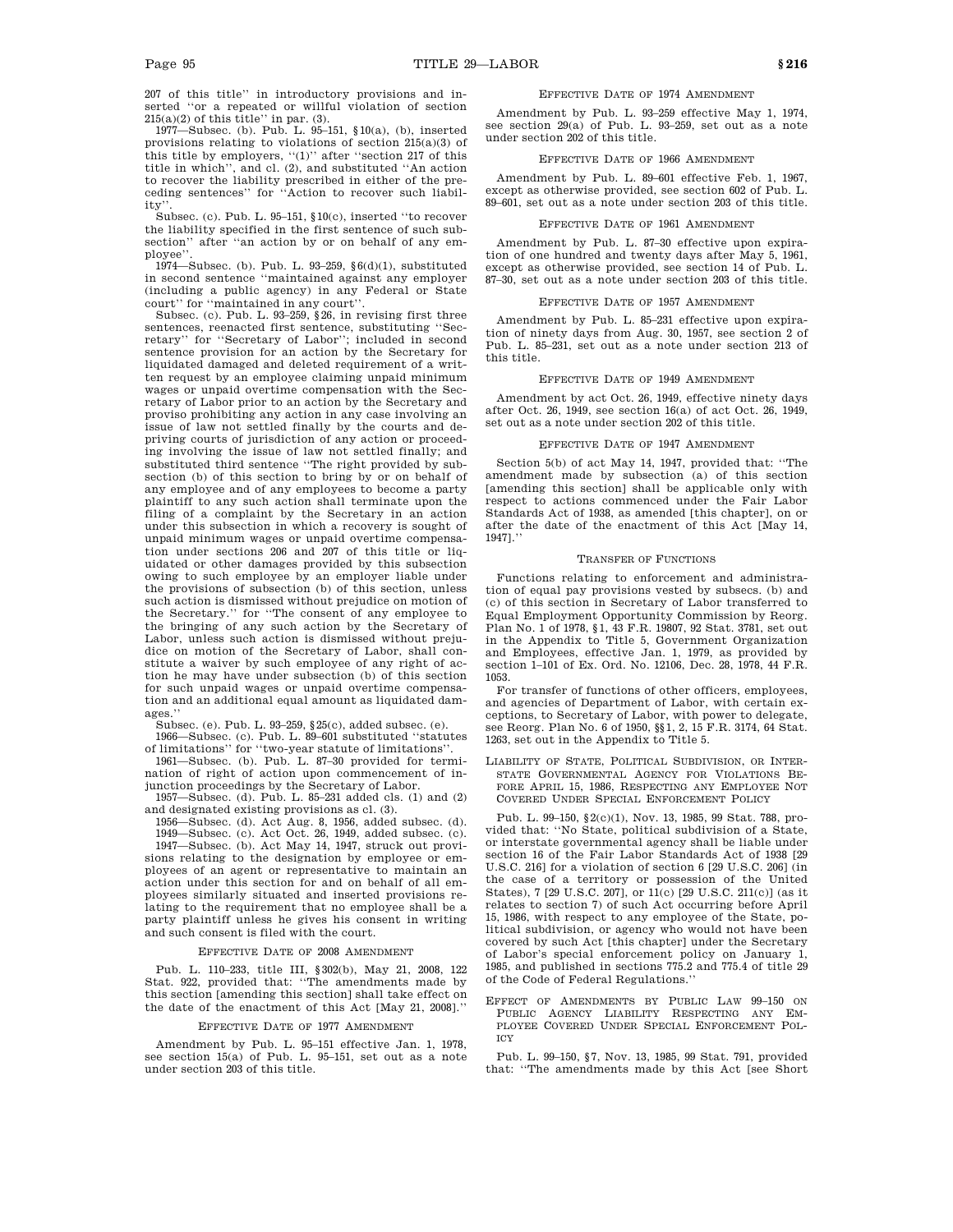207 of this title" in introductory provisions and inserted "or a repeated or willful violation of section 215(a)(2) of this title" in par. (3).

1977—Subsec. (b). Pub. L. 95–151, §10(a), (b), inserted provisions relating to violations of section 215(a)(3) of this title by employers, "(1)" after "section 217 of this title in which", and cl. (2), and substituted "An action to recover the liability prescribed in either of the preceding sentences" for "Action to recover such liability".

Subsec. (c). Pub. L. 95–151, §10(c), inserted "to recover the liability specified in the first sentence of such subsection" after "an action by or on behalf of any employee".

1974—Subsec. (b). Pub. L. 93–259, §6(d)(1), substituted in second sentence "maintained against any employer (including a public agency) in any Federal or State court" for "maintained in any court".

Subsec. (c). Pub. L. 93–259, §26, in revising first three sentences, reenacted first sentence, substituting "Secretary" for "Secretary of Labor"; included in second sentence provision for an action by the Secretary for liquidated damaged and deleted requirement of a written request by an employee claiming unpaid minimum wages or unpaid overtime compensation with the Secretary of Labor prior to an action by the Secretary and proviso prohibiting any action in any case involving an issue of law not settled finally by the courts and depriving courts of jurisdiction of any action or proceeding involving the issue of law not settled finally; and substituted third sentence "The right provided by subsection (b) of this section to bring by or on behalf of any employee and of any employees to become a party plaintiff to any such action shall terminate upon the filing of a complaint by the Secretary in an action under this subsection in which a recovery is sought of unpaid minimum wages or unpaid overtime compensation under sections 206 and 207 of this title or liquidated or other damages provided by this subsection owing to such employee by an employer liable under the provisions of subsection (b) of this section, unless such action is dismissed without prejudice on motion of the Secretary." for "The consent of any employee to the bringing of any such action by the Secretary of Labor, unless such action is dismissed without prejudice on motion of the Secretary of Labor, shall constitute a waiver by such employee of any right of action he may have under subsection (b) of this section for such unpaid wages or unpaid overtime compensation and an additional equal amount as liquidated damages."

Subsec. (e). Pub. L. 93–259, §25(c), added subsec. (e).

1966—Subsec. (c). Pub. L. 89–601 substituted "statutes of limitations" for "two-year statute of limitations".

1961—Subsec. (b). Pub. L. 87–30 provided for termination of right of action upon commencement of injunction proceedings by the Secretary of Labor.

1957—Subsec. (d). Pub. L. 85–231 added cls. (1) and (2) and designated existing provisions as cl. (3).

1956—Subsec. (d). Act Aug. 8, 1956, added subsec. (d).

1949—Subsec. (c). Act Oct. 26, 1949, added subsec. (c).

1947—Subsec. (b). Act May 14, 1947, struck out provisions relating to the designation by employee or employees of an agent or representative to maintain an action under this section for and on behalf of all employees similarly situated and inserted provisions relating to the requirement that no employee shall be a party plaintiff unless he gives his consent in writing and such consent is filed with the court.

## Effective Date of 2008 Amendment

Pub. L. 110–233, title III, §302(b), May 21, 2008, 122 Stat. 922, provided that: "The amendments made by this section [amending this section] shall take effect on the date of the enactment of this Act [May 21, 2008]."

## Effective Date of 1977 Amendment

Amendment by Pub. L. 95–151 effective Jan. 1, 1978, see section 15(a) of Pub. L. 95–151, set out as a note under section 203 of this title.

## Effective Date of 1974 Amendment

Amendment by Pub. L. 93–259 effective May 1, 1974, see section 29(a) of Pub. L. 93–259, set out as a note under section 202 of this title.

## Effective Date of 1966 Amendment

Amendment by Pub. L. 89–601 effective Feb. 1, 1967, except as otherwise provided, see section 602 of Pub. L. 89–601, set out as a note under section 203 of this title.

## Effective Date of 1961 Amendment

Amendment by Pub. L. 87–30 effective upon expiration of one hundred and twenty days after May 5, 1961, except as otherwise provided, see section 14 of Pub. L. 87–30, set out as a note under section 203 of this title.

## Effective Date of 1957 Amendment

Amendment by Pub. L. 85–231 effective upon expiration of ninety days from Aug. 30, 1957, see section 2 of Pub. L. 85–231, set out as a note under section 213 of this title.

## Effective Date of 1949 Amendment

Amendment by act Oct. 26, 1949, effective ninety days after Oct. 26, 1949, see section 16(a) of act Oct. 26, 1949, set out as a note under section 202 of this title.

## Effective Date of 1947 Amendment

Section 5(b) of act May 14, 1947, provided that: "The amendment made by subsection (a) of this section [amending this section] shall be applicable only with respect to actions commenced under the Fair Labor Standards Act of 1938, as amended [this chapter], on or after the date of the enactment of this Act [May 14, 1947]."

## Transfer of Functions

Functions relating to enforcement and administration of equal pay provisions vested by subsecs. (b) and (c) of this section in Secretary of Labor transferred to Equal Employment Opportunity Commission by Reorg. Plan No. 1 of 1978, §1, 43 F.R. 19807, 92 Stat. 3781, set out in the Appendix to Title 5, Government Organization and Employees, effective Jan. 1, 1979, as provided by section 1–101 of Ex. Ord. No. 12106, Dec. 28, 1978, 44 F.R. 1053.

For transfer of functions of other officers, employees, and agencies of Department of Labor, with certain exceptions, to Secretary of Labor, with power to delegate, see Reorg. Plan No. 6 of 1950, §§1, 2, 15 F.R. 3174, 64 Stat. 1263, set out in the Appendix to Title 5.

## Liability of State, Political Subdivision, or Interstate Governmental Agency for Violations Before April 15, 1986, Respecting any Employee Not Covered Under Special Enforcement Policy

Pub. L. 99–150, §2(c)(1), Nov. 13, 1985, 99 Stat. 788, provided that: "No State, political subdivision of a State, or interstate governmental agency shall be liable under section 16 of the Fair Labor Standards Act of 1938 [29 U.S.C. 216] for a violation of section 6 [29 U.S.C. 206] (in the case of a territory or possession of the United States), 7 [29 U.S.C. 207], or 11(c) [29 U.S.C. 211(c)] (as it relates to section 7) of such Act occurring before April 15, 1986, with respect to any employee of the State, political subdivision, or agency who would not have been covered by such Act [this chapter] under the Secretary of Labor's special enforcement policy on January 1, 1985, and published in sections 775.2 and 775.4 of title 29 of the Code of Federal Regulations."

## Effect of Amendments by Public Law 99–150 on Public Agency Liability Respecting any Employee Covered Under Special Enforcement Policy

Pub. L. 99–150, §7, Nov. 13, 1985, 99 Stat. 791, provided that: "The amendments made by this Act [see Short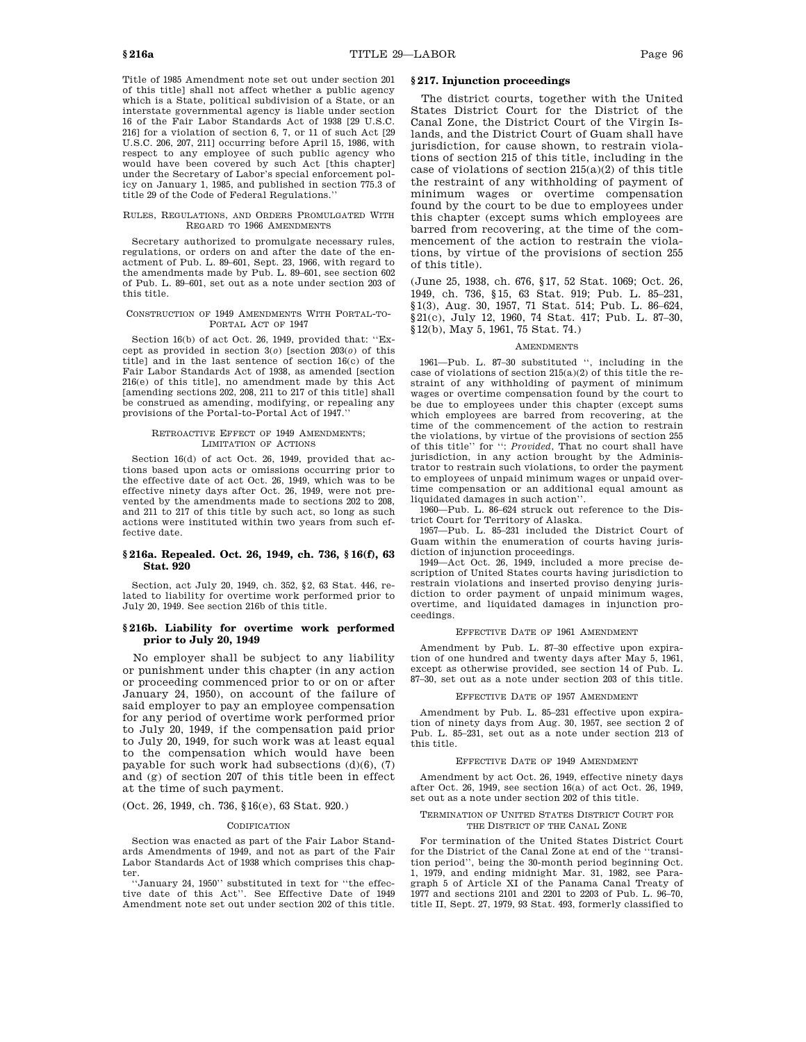Title of 1985 Amendment note set out under section 201 of this title] shall not affect whether a public agency which is a State, political subdivision of a State, or an interstate governmental agency is liable under section 16 of the Fair Labor Standards Act of 1938 [29 U.S.C. 216] for a violation of section 6, 7, or 11 of such Act [29 U.S.C. 206, 207, 211] occurring before April 15, 1986, with respect to any employee of such public agency who would have been covered by such Act [this chapter] under the Secretary of Labor's special enforcement policy on January 1, 1985, and published in section 775.3 of title 29 of the Code of Federal Regulations.''

RULES, REGULATIONS, AND ORDERS PROMULGATED WITH REGARD TO 1966 AMENDMENTS

Secretary authorized to promulgate necessary rules, regulations, or orders on and after the date of the enactment of Pub. L. 89–601, Sept. 23, 1966, with regard to the amendments made by Pub. L. 89–601, see section 602 of Pub. L. 89–601, set out as a note under section 203 of this title.

CONSTRUCTION OF 1949 AMENDMENTS WITH PORTAL-TO-PORTAL ACT OF 1947

Section 16(b) of act Oct. 26, 1949, provided that: ''Except as provided in section 3(*o*) [section 203(*o*) of this title] and in the last sentence of section 16(c) of the Fair Labor Standards Act of 1938, as amended [section 216(e) of this title], no amendment made by this Act [amending sections 202, 208, 211 to 217 of this title] shall be construed as amending, modifying, or repealing any provisions of the Portal-to-Portal Act of 1947.''

RETROACTIVE EFFECT OF 1949 AMENDMENTS; LIMITATION OF ACTIONS

Section 16(d) of act Oct. 26, 1949, provided that actions based upon acts or omissions occurring prior to the effective date of act Oct. 26, 1949, which was to be effective ninety days after Oct. 26, 1949, were not prevented by the amendments made to sections 202 to 208, and 211 to 217 of this title by such act, so long as such actions were instituted within two years from such effective date.

### § 216a. Repealed. Oct. 26, 1949, ch. 736, § 16(f), 63 Stat. 920

Section, act July 20, 1949, ch. 352, §2, 63 Stat. 446, related to liability for overtime work performed prior to July 20, 1949. See section 216b of this title.

### § 216b. Liability for overtime work performed prior to July 20, 1949

No employer shall be subject to any liability or punishment under this chapter (in any action or proceeding commenced prior to or on or after January 24, 1950), on account of the failure of said employer to pay an employee compensation for any period of overtime work performed prior to July 20, 1949, if the compensation paid prior to July 20, 1949, for such work was at least equal to the compensation which would have been payable for such work had subsections (d)(6), (7) and (g) of section 207 of this title been in effect at the time of such payment.

(Oct. 26, 1949, ch. 736, §16(e), 63 Stat. 920.)

CODIFICATION

Section was enacted as part of the Fair Labor Standards Amendments of 1949, and not as part of the Fair Labor Standards Act of 1938 which comprises this chapter.

''January 24, 1950'' substituted in text for ''the effective date of this Act''. See Effective Date of 1949 Amendment note set out under section 202 of this title.

### § 217. Injunction proceedings

The district courts, together with the United States District Court for the District of the Canal Zone, the District Court of the Virgin Islands, and the District Court of Guam shall have jurisdiction, for cause shown, to restrain violations of section 215 of this title, including in the case of violations of section 215(a)(2) of this title the restraint of any withholding of payment of minimum wages or overtime compensation found by the court to be due to employees under this chapter (except sums which employees are barred from recovering, at the time of the commencement of the action to restrain the violations, by virtue of the provisions of section 255 of this title).

(June 25, 1938, ch. 676, §17, 52 Stat. 1069; Oct. 26, 1949, ch. 736, §15, 63 Stat. 919; Pub. L. 85–231, §1(3), Aug. 30, 1957, 71 Stat. 514; Pub. L. 86–624, §21(c), July 12, 1960, 74 Stat. 417; Pub. L. 87–30, §12(b), May 5, 1961, 75 Stat. 74.)

AMENDMENTS

1961—Pub. L. 87–30 substituted '', including in the case of violations of section 215(a)(2) of this title the restraint of any withholding of payment of minimum wages or overtime compensation found by the court to be due to employees under this chapter (except sums which employees are barred from recovering, at the time of the commencement of the action to restrain the violations, by virtue of the provisions of section 255 of this title'' for '': *Provided*, That no court shall have jurisdiction, in any action brought by the Administrator to restrain such violations, to order the payment to employees of unpaid minimum wages or unpaid overtime compensation or an additional equal amount as liquidated damages in such action''.

1960—Pub. L. 86–624 struck out reference to the District Court for Territory of Alaska.

1957—Pub. L. 85–231 included the District Court of Guam within the enumeration of courts having jurisdiction of injunction proceedings.

1949—Act Oct. 26, 1949, included a more precise description of United States courts having jurisdiction to restrain violations and inserted proviso denying jurisdiction to order payment of unpaid minimum wages, overtime, and liquidated damages in injunction proceedings.

EFFECTIVE DATE OF 1961 AMENDMENT

Amendment by Pub. L. 87–30 effective upon expiration of one hundred and twenty days after May 5, 1961, except as otherwise provided, see section 14 of Pub. L. 87–30, set out as a note under section 203 of this title.

EFFECTIVE DATE OF 1957 AMENDMENT

Amendment by Pub. L. 85–231 effective upon expiration of ninety days from Aug. 30, 1957, see section 2 of Pub. L. 85–231, set out as a note under section 213 of this title.

EFFECTIVE DATE OF 1949 AMENDMENT

Amendment by act Oct. 26, 1949, effective ninety days after Oct. 26, 1949, see section 16(a) of act Oct. 26, 1949, set out as a note under section 202 of this title.

TERMINATION OF UNITED STATES DISTRICT COURT FOR THE DISTRICT OF THE CANAL ZONE

For termination of the United States District Court for the District of the Canal Zone at end of the ''transition period'', being the 30-month period beginning Oct. 1, 1979, and ending midnight Mar. 31, 1982, see Paragraph 5 of Article XI of the Panama Canal Treaty of 1977 and sections 2101 and 2201 to 2203 of Pub. L. 96–70, title II, Sept. 27, 1979, 93 Stat. 493, formerly classified to